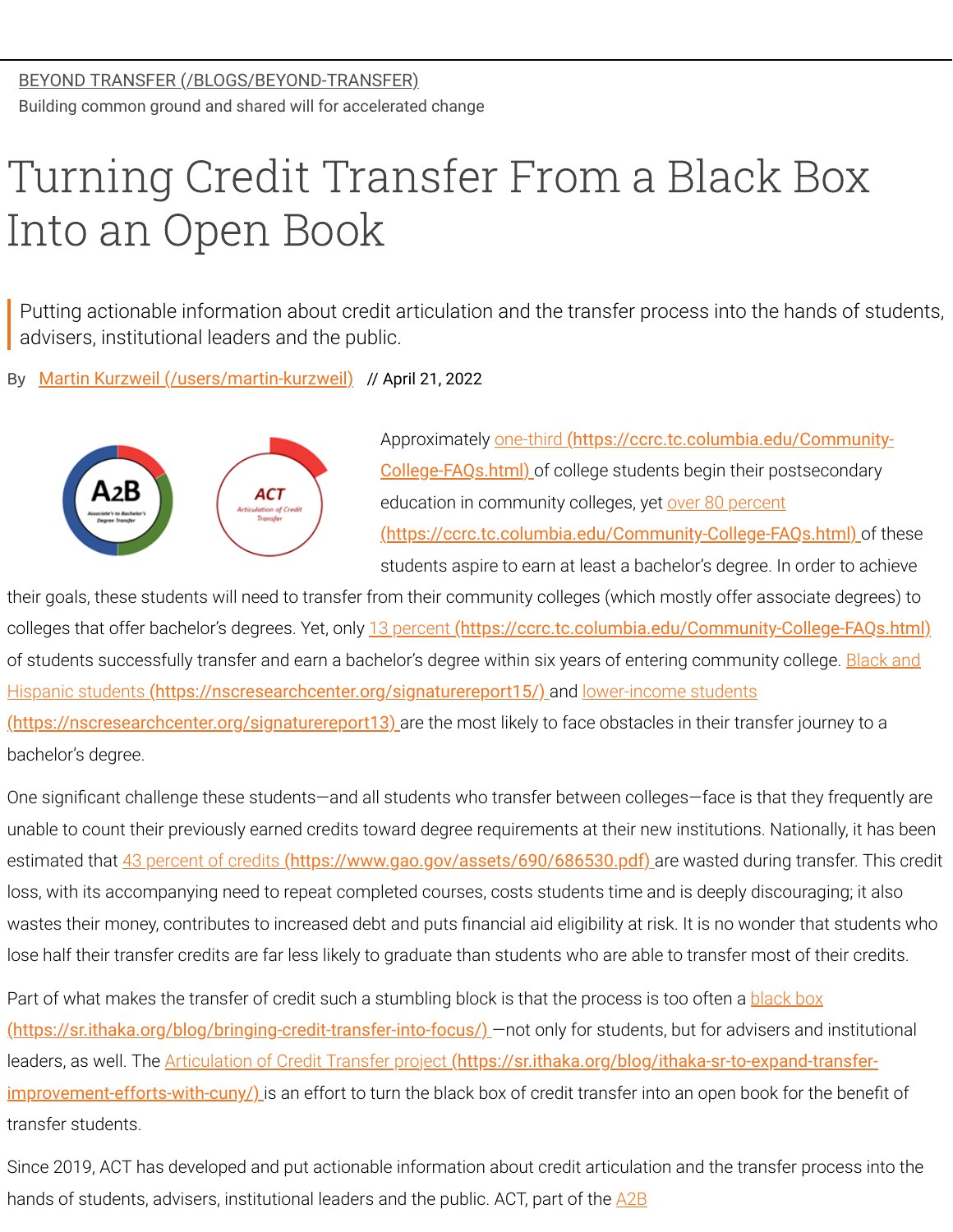[BEYOND TRANSFER (/BLOGS/BEYOND-TRANSFER)](/blogs/beyond-transfer)

Building common ground and shared will for accelerated change

# Turning Credit Transfer From a Black Box Into an Open Book

> Putting actionable information about credit articulation and the transfer process into the hands of students, advisers, institutional leaders and the public.

By [Martin Kurzweil (/users/martin-kurzweil)](/users/martin-kurzweil) // April 21, 2022

Approximately [one-third (https://ccrc.tc.columbia.edu/Community-College-FAQs.html)](https://ccrc.tc.columbia.edu/Community-College-FAQs.html) of college students begin their postsecondary education in community colleges, yet [over 80 percent (https://ccrc.tc.columbia.edu/Community-College-FAQs.html)](https://ccrc.tc.columbia.edu/Community-College-FAQs.html) of these students aspire to earn at least a bachelor's degree. In order to achieve their goals, these students will need to transfer from their community colleges (which mostly offer associate degrees) to colleges that offer bachelor's degrees. Yet, only [13 percent (https://ccrc.tc.columbia.edu/Community-College-FAQs.html)](https://ccrc.tc.columbia.edu/Community-College-FAQs.html) of students successfully transfer and earn a bachelor's degree within six years of entering community college. [Black and Hispanic students (https://nscresearchcenter.org/signaturereport15/)](https://nscresearchcenter.org/signaturereport15/) and [lower-income students (https://nscresearchcenter.org/signaturereport13)](https://nscresearchcenter.org/signaturereport13) are the most likely to face obstacles in their transfer journey to a bachelor's degree.

One significant challenge these students—and all students who transfer between colleges—face is that they frequently are unable to count their previously earned credits toward degree requirements at their new institutions. Nationally, it has been estimated that [43 percent of credits (https://www.gao.gov/assets/690/686530.pdf)](https://www.gao.gov/assets/690/686530.pdf) are wasted during transfer. This credit loss, with its accompanying need to repeat completed courses, costs students time and is deeply discouraging; it also wastes their money, contributes to increased debt and puts financial aid eligibility at risk. It is no wonder that students who lose half their transfer credits are far less likely to graduate than students who are able to transfer most of their credits.

Part of what makes the transfer of credit such a stumbling block is that the process is too often a [black box (https://sr.ithaka.org/blog/bringing-credit-transfer-into-focus/)](https://sr.ithaka.org/blog/bringing-credit-transfer-into-focus/)—not only for students, but for advisers and institutional leaders, as well. The [Articulation of Credit Transfer project (https://sr.ithaka.org/blog/ithaka-sr-to-expand-transfer-improvement-efforts-with-cuny/)](https://sr.ithaka.org/blog/ithaka-sr-to-expand-transfer-improvement-efforts-with-cuny/) is an effort to turn the black box of credit transfer into an open book for the benefit of transfer students.

Since 2019, ACT has developed and put actionable information about credit articulation and the transfer process into the hands of students, advisers, institutional leaders and the public. ACT, part of the A2B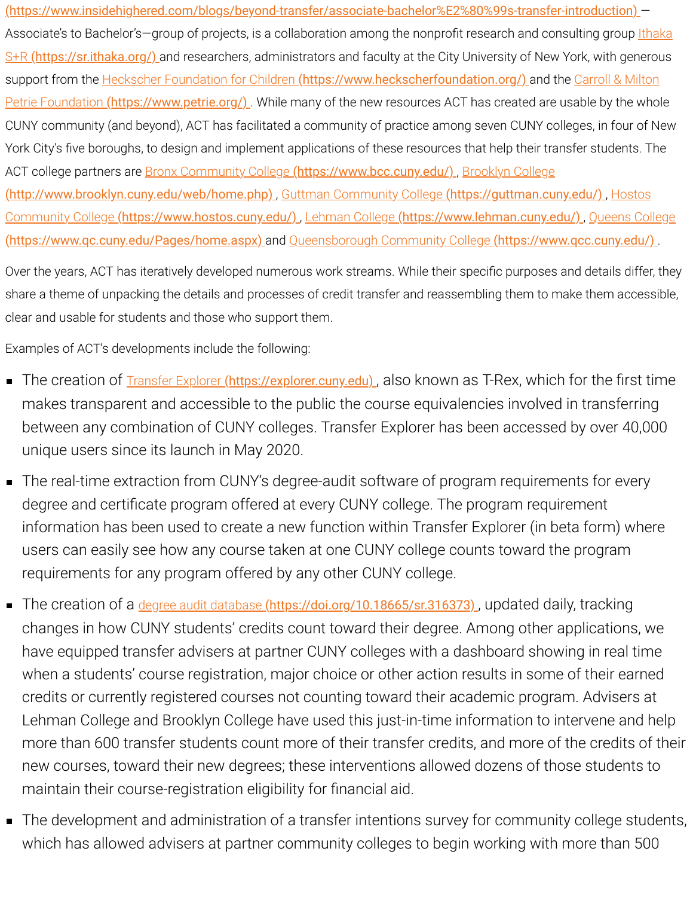(https://www.insidehighered.com/blogs/beyond-transfer/associate-bachelor%E2%80%99s-transfer-introduction) —Associate's to Bachelor's—group of projects, is a collaboration among the nonprofit research and consulting group Ithaka S+R (https://sr.ithaka.org/) and researchers, administrators and faculty at the City University of New York, with generous support from the Heckscher Foundation for Children (https://www.heckscherfoundation.org/) and the Carroll & Milton Petrie Foundation (https://www.petrie.org/). While many of the new resources ACT has created are usable by the whole CUNY community (and beyond), ACT has facilitated a community of practice among seven CUNY colleges, in four of New York City's five boroughs, to design and implement applications of these resources that help their transfer students. The ACT college partners are Bronx Community College (https://www.bcc.cuny.edu/), Brooklyn College (http://www.brooklyn.cuny.edu/web/home.php), Guttman Community College (https://guttman.cuny.edu/), Hostos Community College (https://www.hostos.cuny.edu/), Lehman College (https://www.lehman.cuny.edu/), Queens College (https://www.qc.cuny.edu/Pages/home.aspx) and Queensborough Community College (https://www.qcc.cuny.edu/).

Over the years, ACT has iteratively developed numerous work streams. While their specific purposes and details differ, they share a theme of unpacking the details and processes of credit transfer and reassembling them to make them accessible, clear and usable for students and those who support them.

Examples of ACT's developments include the following:

- The creation of Transfer Explorer (https://explorer.cuny.edu), also known as T-Rex, which for the first time makes transparent and accessible to the public the course equivalencies involved in transferring between any combination of CUNY colleges. Transfer Explorer has been accessed by over 40,000 unique users since its launch in May 2020.
- The real-time extraction from CUNY's degree-audit software of program requirements for every degree and certificate program offered at every CUNY college. The program requirement information has been used to create a new function within Transfer Explorer (in beta form) where users can easily see how any course taken at one CUNY college counts toward the program requirements for any program offered by any other CUNY college.
- The creation of a degree audit database (https://doi.org/10.18665/sr.316373), updated daily, tracking changes in how CUNY students' credits count toward their degree. Among other applications, we have equipped transfer advisers at partner CUNY colleges with a dashboard showing in real time when a students' course registration, major choice or other action results in some of their earned credits or currently registered courses not counting toward their academic program. Advisers at Lehman College and Brooklyn College have used this just-in-time information to intervene and help more than 600 transfer students count more of their transfer credits, and more of the credits of their new courses, toward their new degrees; these interventions allowed dozens of those students to maintain their course-registration eligibility for financial aid.
- The development and administration of a transfer intentions survey for community college students, which has allowed advisers at partner community colleges to begin working with more than 500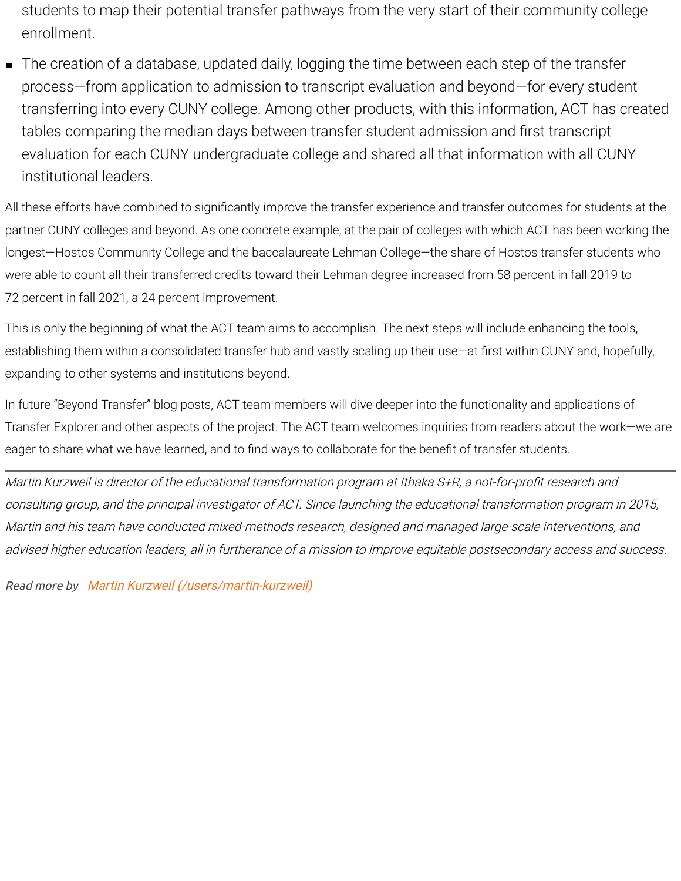students to map their potential transfer pathways from the very start of their community college enrollment.

- The creation of a database, updated daily, logging the time between each step of the transfer process—from application to admission to transcript evaluation and beyond—for every student transferring into every CUNY college. Among other products, with this information, ACT has created tables comparing the median days between transfer student admission and first transcript evaluation for each CUNY undergraduate college and shared all that information with all CUNY institutional leaders.

All these efforts have combined to significantly improve the transfer experience and transfer outcomes for students at the partner CUNY colleges and beyond. As one concrete example, at the pair of colleges with which ACT has been working the longest—Hostos Community College and the baccalaureate Lehman College—the share of Hostos transfer students who were able to count all their transferred credits toward their Lehman degree increased from 58 percent in fall 2019 to 72 percent in fall 2021, a 24 percent improvement.

This is only the beginning of what the ACT team aims to accomplish. The next steps will include enhancing the tools, establishing them within a consolidated transfer hub and vastly scaling up their use—at first within CUNY and, hopefully, expanding to other systems and institutions beyond.

In future "Beyond Transfer" blog posts, ACT team members will dive deeper into the functionality and applications of Transfer Explorer and other aspects of the project. The ACT team welcomes inquiries from readers about the work—we are eager to share what we have learned, and to find ways to collaborate for the benefit of transfer students.

---

*Martin Kurzweil is director of the educational transformation program at Ithaka S+R, a not-for-profit research and consulting group, and the principal investigator of ACT. Since launching the educational transformation program in 2015, Martin and his team have conducted mixed-methods research, designed and managed large-scale interventions, and advised higher education leaders, all in furtherance of a mission to improve equitable postsecondary access and success.*

*Read more by* [Martin Kurzweil (/users/martin-kurzweil)](/users/martin-kurzweil)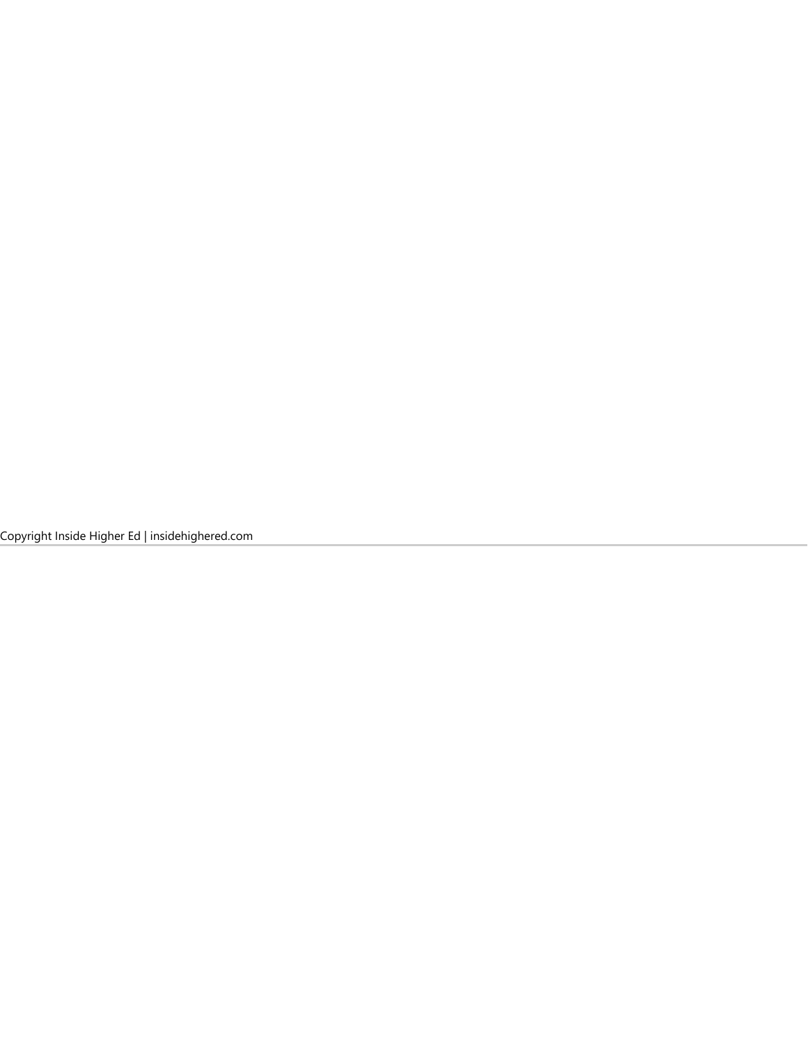Copyright Inside Higher Ed | insidehighered.com